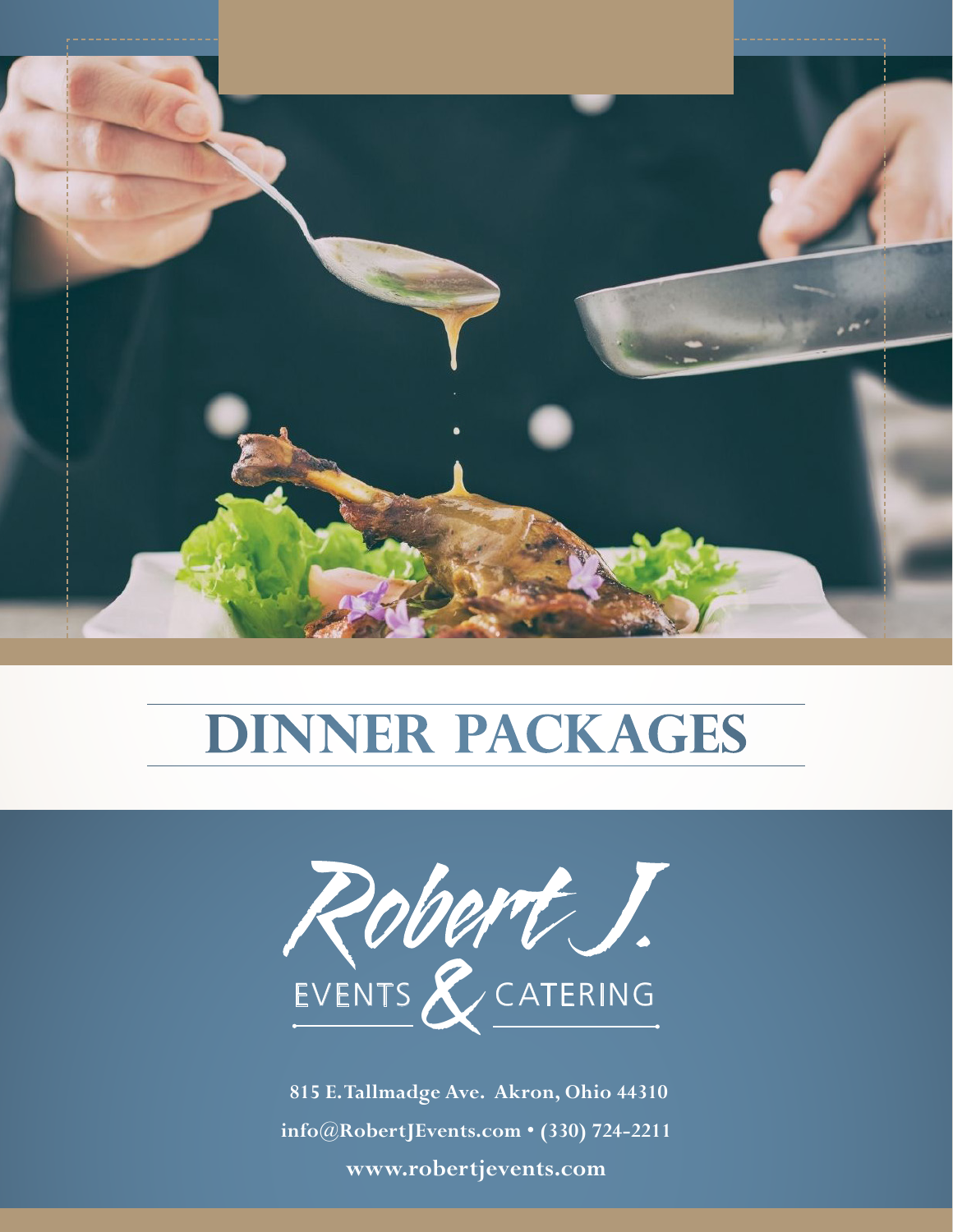# DINNER PACKAGES

Robert J.

EVENTS & CATERING

815 E. Tallmadge Ave. Akron, Ohio 44310

info@RobertJEvents.com • (330) 724-2211

www.robertjevents.com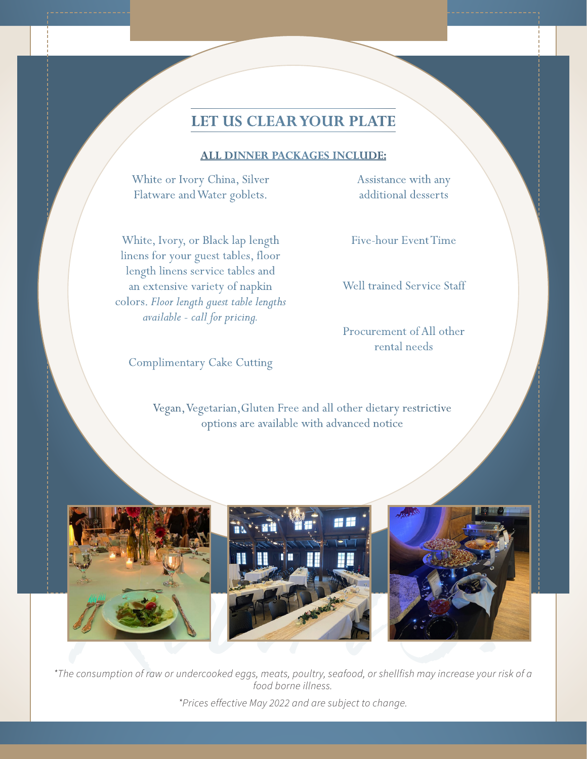# LET US CLEAR YOUR PLATE

**ALL DINNER PACKAGES INCLUDE:**

White or Ivory China, Silver Flatware and Water goblets.

White, Ivory, or Black lap length linens for your guest tables, floor length linens service tables and an extensive variety of napkin colors. *Floor length guest table lengths available - call for pricing.*

Complimentary Cake Cutting

Assistance with any additional desserts

Five-hour Event Time

Well trained Service Staff

Procurement of All other rental needs

Vegan, Vegetarian, Gluten Free and all other dietary restrictive options are available with advanced notice

*\*The consumption of raw or undercooked eggs, meats, poultry, seafood, or shellfish may increase your risk of a food borne illness.*

*\*Prices effective May 2022 and are subject to change.*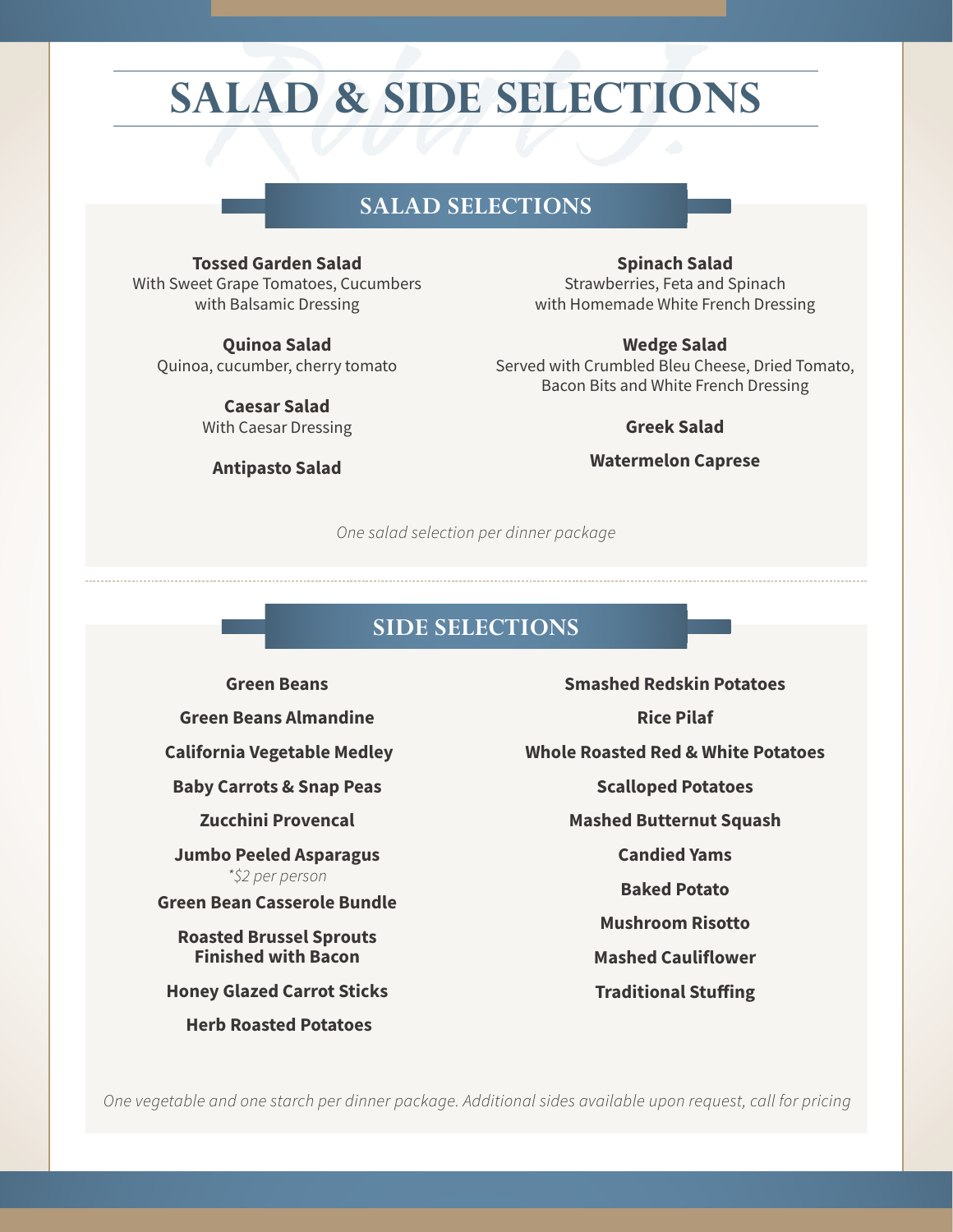# SALAD & SIDE SELECTIONS

## SALAD SELECTIONS

**Tossed Garden Salad**
With Sweet Grape Tomatoes, Cucumbers with Balsamic Dressing

**Quinoa Salad**
Quinoa, cucumber, cherry tomato

**Caesar Salad**
With Caesar Dressing

**Antipasto Salad**

**Spinach Salad**
Strawberries, Feta and Spinach with Homemade White French Dressing

**Wedge Salad**
Served with Crumbled Bleu Cheese, Dried Tomato, Bacon Bits and White French Dressing

**Greek Salad**

**Watermelon Caprese**

*One salad selection per dinner package*

## SIDE SELECTIONS

**Green Beans**

**Green Beans Almandine**

**California Vegetable Medley**

**Baby Carrots & Snap Peas**

**Zucchini Provencal**

**Jumbo Peeled Asparagus**
*\*$2 per person*

**Green Bean Casserole Bundle**

**Roasted Brussel Sprouts Finished with Bacon**

**Honey Glazed Carrot Sticks**

**Herb Roasted Potatoes**

**Smashed Redskin Potatoes**

**Rice Pilaf**

**Whole Roasted Red & White Potatoes**

**Scalloped Potatoes**

**Mashed Butternut Squash**

**Candied Yams**

**Baked Potato**

**Mushroom Risotto**

**Mashed Cauliflower**

**Traditional Stuffing**

*One vegetable and one starch per dinner package. Additional sides available upon request, call for pricing*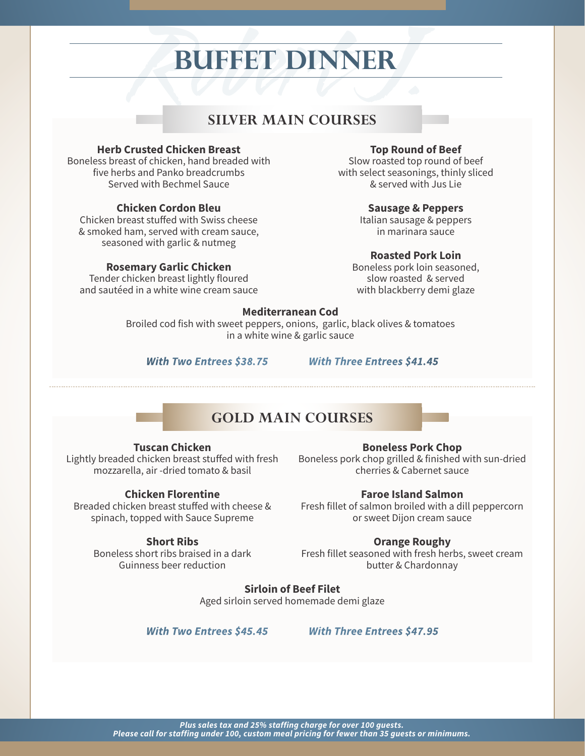# BUFFET DINNER

## SILVER MAIN COURSES

**Herb Crusted Chicken Breast**
Boneless breast of chicken, hand breaded with five herbs and Panko breadcrumbs
Served with Bechmel Sauce

**Chicken Cordon Bleu**
Chicken breast stuffed with Swiss cheese & smoked ham, served with cream sauce, seasoned with garlic & nutmeg

**Rosemary Garlic Chicken**
Tender chicken breast lightly floured and sautéed in a white wine cream sauce

**Top Round of Beef**
Slow roasted top round of beef with select seasonings, thinly sliced & served with Jus Lie

**Sausage & Peppers**
Italian sausage & peppers in marinara sauce

**Roasted Pork Loin**
Boneless pork loin seasoned, slow roasted & served with blackberry demi glaze

**Mediterranean Cod**
Broiled cod fish with sweet peppers, onions, garlic, black olives & tomatoes in a white wine & garlic sauce

***With Two Entrees $38.75*** ***With Three Entrees $41.45***

## GOLD MAIN COURSES

**Tuscan Chicken**
Lightly breaded chicken breast stuffed with fresh mozzarella, air -dried tomato & basil

**Chicken Florentine**
Breaded chicken breast stuffed with cheese & spinach, topped with Sauce Supreme

**Short Ribs**
Boneless short ribs braised in a dark Guinness beer reduction

**Boneless Pork Chop**
Boneless pork chop grilled & finished with sun-dried cherries & Cabernet sauce

**Faroe Island Salmon**
Fresh fillet of salmon broiled with a dill peppercorn or sweet Dijon cream sauce

**Orange Roughy**
Fresh fillet seasoned with fresh herbs, sweet cream butter & Chardonnay

**Sirloin of Beef Filet**
Aged sirloin served homemade demi glaze

***With Two Entrees $45.45*** ***With Three Entrees $47.95***

***Plus sales tax and 25% staffing charge for over 100 guests.***
***Please call for staffing under 100, custom meal pricing for fewer than 35 guests or minimums.***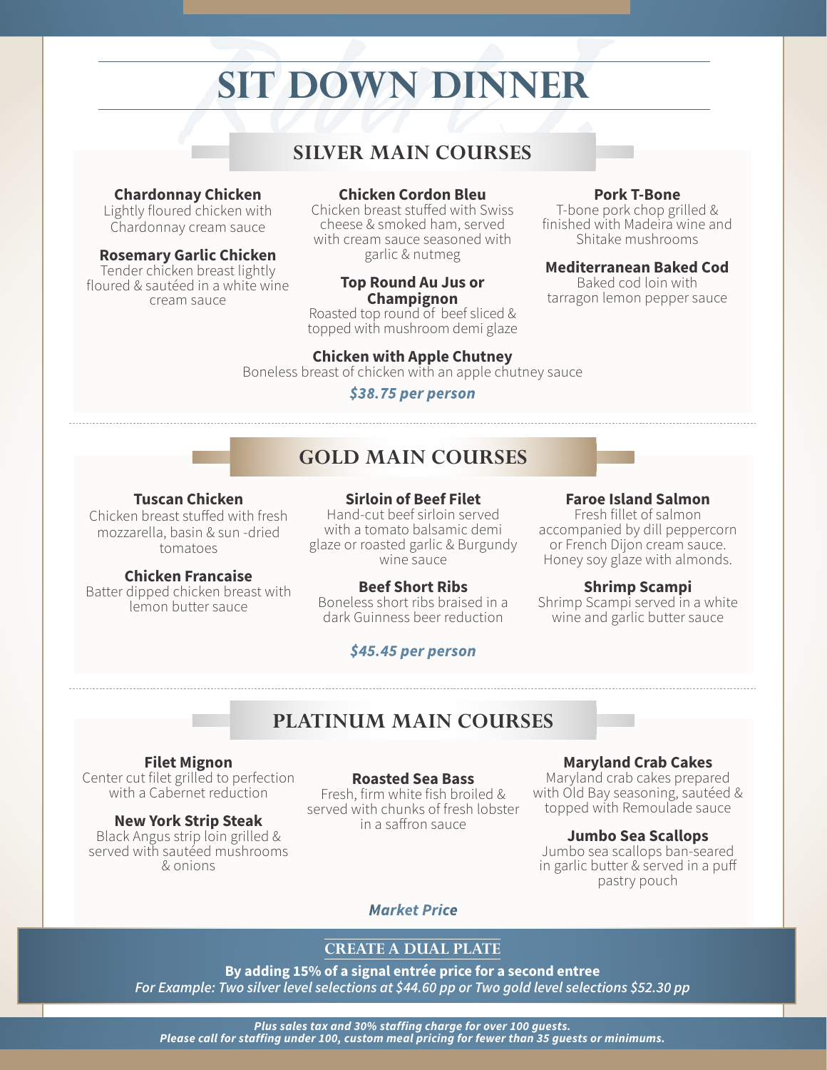# SIT DOWN DINNER

## SILVER MAIN COURSES

**Chardonnay Chicken**
Lightly floured chicken with Chardonnay cream sauce

**Rosemary Garlic Chicken**
Tender chicken breast lightly floured & sautéed in a white wine cream sauce

**Chicken Cordon Bleu**
Chicken breast stuffed with Swiss cheese & smoked ham, served with cream sauce seasoned with garlic & nutmeg

**Top Round Au Jus or Champignon**
Roasted top round of beef sliced & topped with mushroom demi glaze

**Pork T-Bone**
T-bone pork chop grilled & finished with Madeira wine and Shitake mushrooms

**Mediterranean Baked Cod**
Baked cod loin with tarragon lemon pepper sauce

**Chicken with Apple Chutney**
Boneless breast of chicken with an apple chutney sauce

***$38.75 per person***

## GOLD MAIN COURSES

**Tuscan Chicken**
Chicken breast stuffed with fresh mozzarella, basin & sun -dried tomatoes

**Chicken Francaise**
Batter dipped chicken breast with lemon butter sauce

**Sirloin of Beef Filet**
Hand-cut beef sirloin served with a tomato balsamic demi glaze or roasted garlic & Burgundy wine sauce

**Beef Short Ribs**
Boneless short ribs braised in a dark Guinness beer reduction

**Faroe Island Salmon**
Fresh fillet of salmon accompanied by dill peppercorn or French Dijon cream sauce. Honey soy glaze with almonds.

**Shrimp Scampi**
Shrimp Scampi served in a white wine and garlic butter sauce

***$45.45 per person***

## PLATINUM MAIN COURSES

**Filet Mignon**
Center cut filet grilled to perfection with a Cabernet reduction

**New York Strip Steak**
Black Angus strip loin grilled & served with sautéed mushrooms & onions

**Roasted Sea Bass**
Fresh, firm white fish broiled & served with chunks of fresh lobster in a saffron sauce

**Maryland Crab Cakes**
Maryland crab cakes prepared with Old Bay seasoning, sautéed & topped with Remoulade sauce

**Jumbo Sea Scallops**
Jumbo sea scallops ban-seared in garlic butter & served in a puff pastry pouch

***Market Price***

## CREATE A DUAL PLATE

**By adding 15% of a signal entrée price for a second entree**
*For Example: Two silver level selections at $44.60 pp or Two gold level selections $52.30 pp*

***Plus sales tax and 30% staffing charge for over 100 guests.***
***Please call for staffing under 100, custom meal pricing for fewer than 35 guests or minimums.***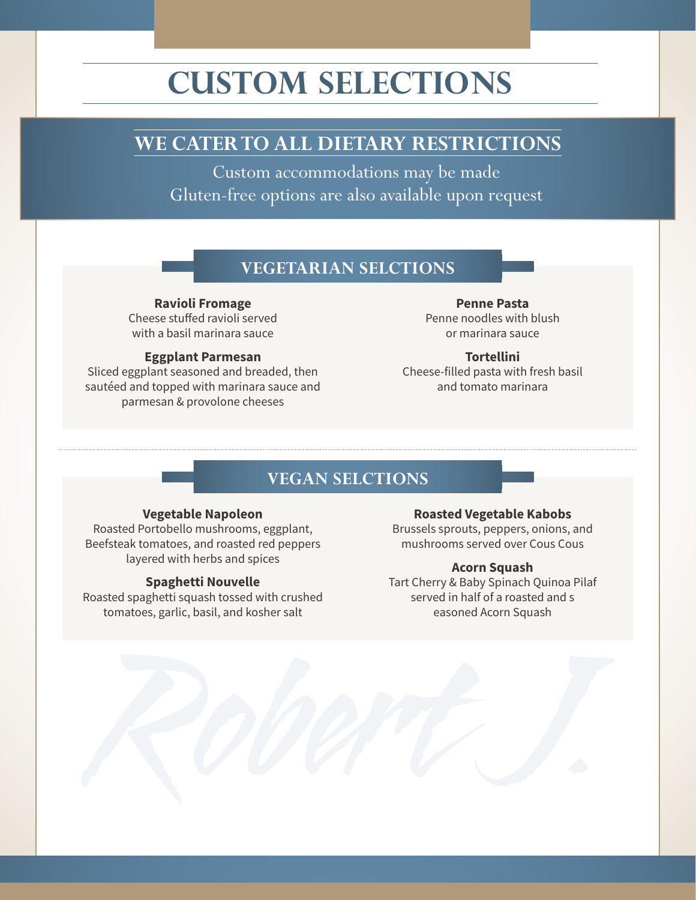# CUSTOM SELECTIONS

## WE CATER TO ALL DIETARY RESTRICTIONS

Custom accommodations may be made
Gluten-free options are also available upon request

## VEGETARIAN SELCTIONS

**Ravioli Fromage**
Cheese stuffed ravioli served with a basil marinara sauce

**Eggplant Parmesan**
Sliced eggplant seasoned and breaded, then sautéed and topped with marinara sauce and parmesan & provolone cheeses

**Penne Pasta**
Penne noodles with blush or marinara sauce

**Tortellini**
Cheese-filled pasta with fresh basil and tomato marinara

## VEGAN SELCTIONS

**Vegetable Napoleon**
Roasted Portobello mushrooms, eggplant, Beefsteak tomatoes, and roasted red peppers layered with herbs and spices

**Spaghetti Nouvelle**
Roasted spaghetti squash tossed with crushed tomatoes, garlic, basil, and kosher salt

**Roasted Vegetable Kabobs**
Brussels sprouts, peppers, onions, and mushrooms served over Cous Cous

**Acorn Squash**
Tart Cherry & Baby Spinach Quinoa Pilaf served in half of a roasted and s easoned Acorn Squash